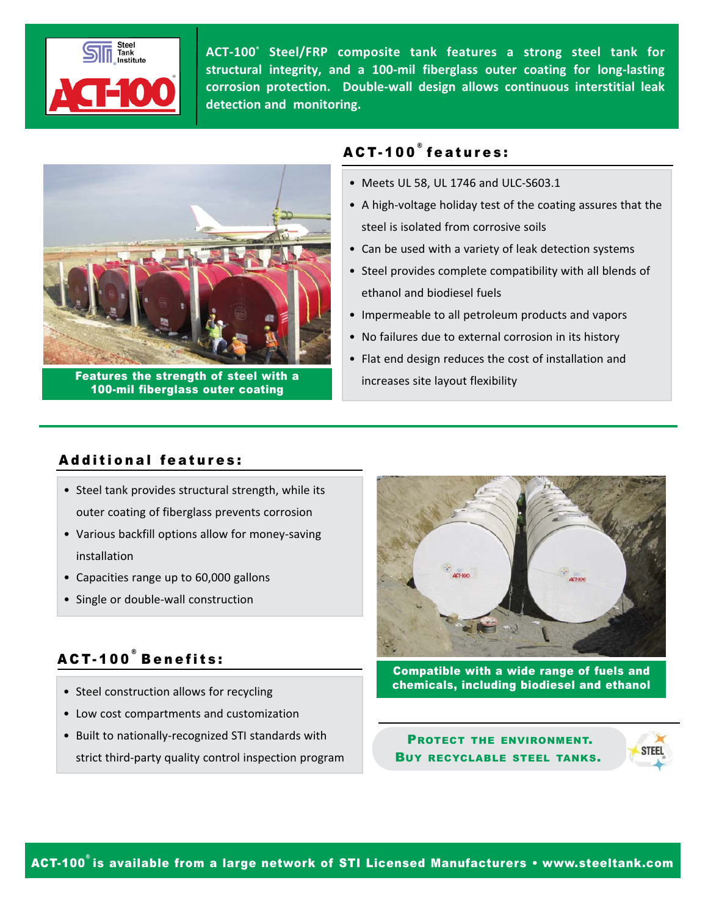ACT-100® Steel/FRP composite tank features a strong steel tank for structural integrity, and a 100-mil fiberglass outer coating for long-lasting corrosion protection. Double-wall design allows continuous interstitial leak detection and monitoring.

**Features the strength of steel with a 100-mil fiberglass outer coating**

## ACT-100® features:

- Meets UL 58, UL 1746 and ULC-S603.1
- A high-voltage holiday test of the coating assures that the steel is isolated from corrosive soils
- Can be used with a variety of leak detection systems
- Steel provides complete compatibility with all blends of ethanol and biodiesel fuels
- Impermeable to all petroleum products and vapors
- No failures due to external corrosion in its history
- Flat end design reduces the cost of installation and increases site layout flexibility

## Additional features:

- Steel tank provides structural strength, while its outer coating of fiberglass prevents corrosion
- Various backfill options allow for money-saving installation
- Capacities range up to 60,000 gallons
- Single or double-wall construction

## ACT-100® Benefits:

- Steel construction allows for recycling
- Low cost compartments and customization
- Built to nationally-recognized STI standards with strict third-party quality control inspection program

**Compatible with a wide range of fuels and chemicals, including biodiesel and ethanol**

**PROTECT THE ENVIRONMENT.**
**BUY RECYCLABLE STEEL TANKS.**

**ACT-100® is available from a large network of STI Licensed Manufacturers • www.steeltank.com**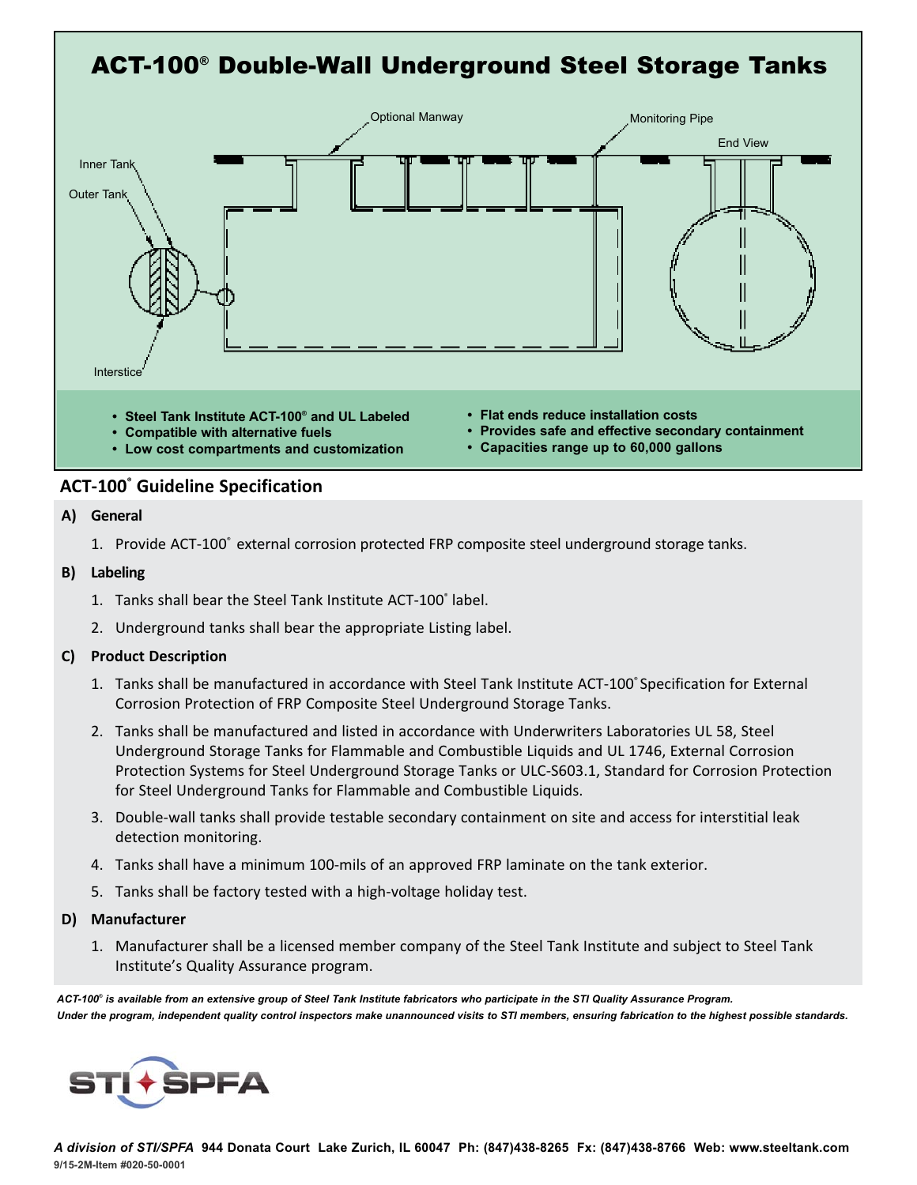# ACT-100® Double-Wall Underground Steel Storage Tanks

Optional Manway

Monitoring Pipe

End View

Inner Tank

Outer Tank

Interstice

- **Steel Tank Institute ACT-100® and UL Labeled**
- **Compatible with alternative fuels**
- **Low cost compartments and customization**
- **Flat ends reduce installation costs**
- **Provides safe and effective secondary containment**
- **Capacities range up to 60,000 gallons**

## ACT-100® Guideline Specification

**A) General**

1. Provide ACT-100® external corrosion protected FRP composite steel underground storage tanks.

**B) Labeling**

1. Tanks shall bear the Steel Tank Institute ACT-100® label.
2. Underground tanks shall bear the appropriate Listing label.

**C) Product Description**

1. Tanks shall be manufactured in accordance with Steel Tank Institute ACT-100® Specification for External Corrosion Protection of FRP Composite Steel Underground Storage Tanks.
2. Tanks shall be manufactured and listed in accordance with Underwriters Laboratories UL 58, Steel Underground Storage Tanks for Flammable and Combustible Liquids and UL 1746, External Corrosion Protection Systems for Steel Underground Storage Tanks or ULC-S603.1, Standard for Corrosion Protection for Steel Underground Tanks for Flammable and Combustible Liquids.
3. Double-wall tanks shall provide testable secondary containment on site and access for interstitial leak detection monitoring.
4. Tanks shall have a minimum 100-mils of an approved FRP laminate on the tank exterior.
5. Tanks shall be factory tested with a high-voltage holiday test.

**D) Manufacturer**

1. Manufacturer shall be a licensed member company of the Steel Tank Institute and subject to Steel Tank Institute's Quality Assurance program.

***ACT-100® is available from an extensive group of Steel Tank Institute fabricators who participate in the STI Quality Assurance Program. Under the program, independent quality control inspectors make unannounced visits to STI members, ensuring fabrication to the highest possible standards.***

STI SPFA

***A division of STI/SPFA*** **944 Donata Court Lake Zurich, IL 60047 Ph: (847)438-8265 Fx: (847)438-8766 Web: www.steeltank.com**

**9/15-2M-Item #020-50-0001**